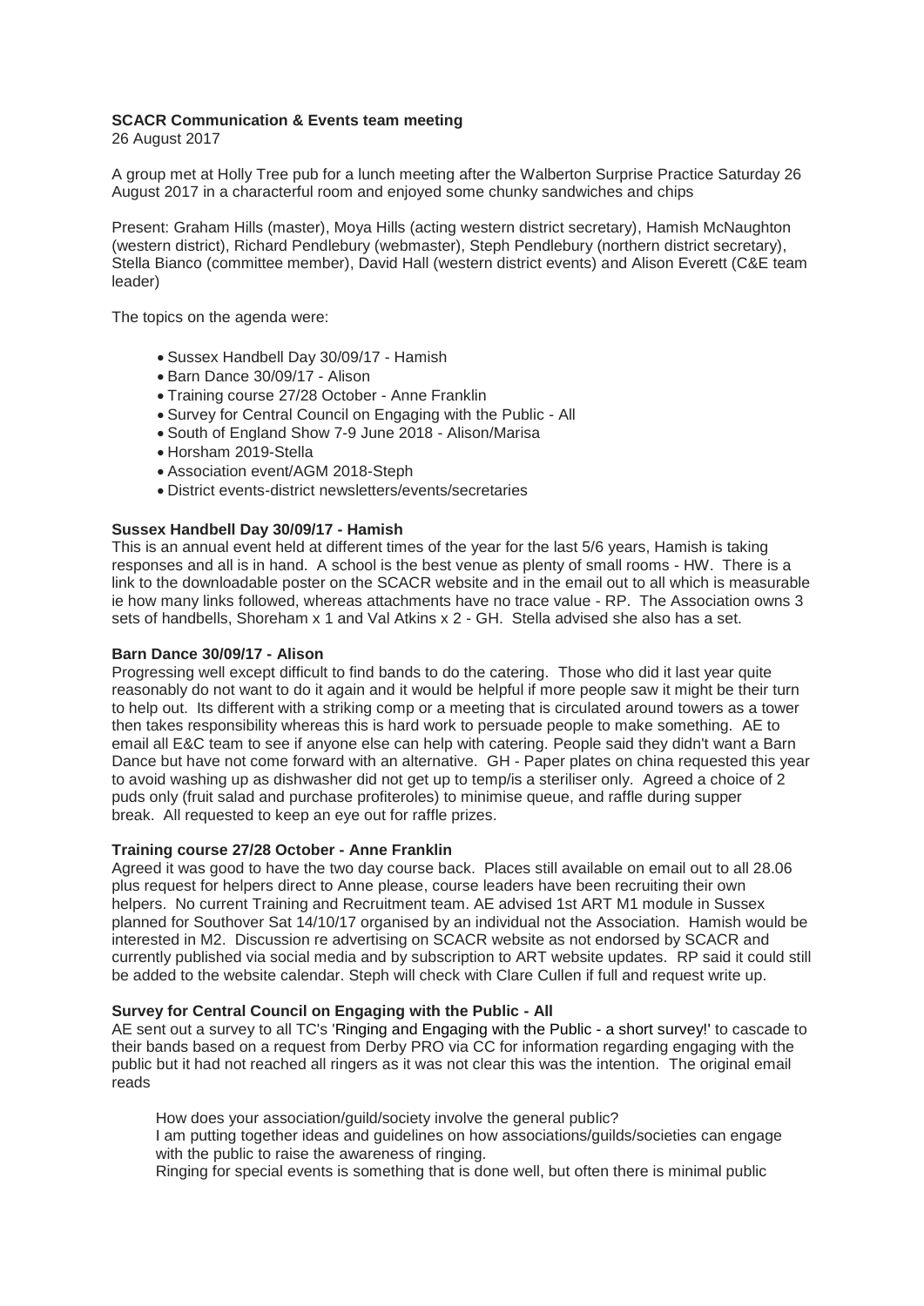**SCACR Communication & Events team meeting**

26 August 2017

A group met at Holly Tree pub for a lunch meeting after the Walberton Surprise Practice Saturday 26 August 2017 in a characterful room and enjoyed some chunky sandwiches and chips

Present: Graham Hills (master), Moya Hills (acting western district secretary), Hamish McNaughton (western district), Richard Pendlebury (webmaster), Steph Pendlebury (northern district secretary), Stella Bianco (committee member), David Hall (western district events) and Alison Everett (C&E team leader)

The topics on the agenda were:

- Sussex Handbell Day 30/09/17 - Hamish
- Barn Dance 30/09/17 - Alison
- Training course 27/28 October - Anne Franklin
- Survey for Central Council on Engaging with the Public - All
- South of England Show 7-9 June 2018 - Alison/Marisa
- Horsham 2019-Stella
- Association event/AGM 2018-Steph
- District events-district newsletters/events/secretaries

**Sussex Handbell Day 30/09/17 - Hamish**

This is an annual event held at different times of the year for the last 5/6 years, Hamish is taking responses and all is in hand. A school is the best venue as plenty of small rooms - HW. There is a link to the downloadable poster on the SCACR website and in the email out to all which is measurable ie how many links followed, whereas attachments have no trace value - RP. The Association owns 3 sets of handbells, Shoreham x 1 and Val Atkins x 2 - GH. Stella advised she also has a set.

**Barn Dance 30/09/17 - Alison**

Progressing well except difficult to find bands to do the catering. Those who did it last year quite reasonably do not want to do it again and it would be helpful if more people saw it might be their turn to help out. Its different with a striking comp or a meeting that is circulated around towers as a tower then takes responsibility whereas this is hard work to persuade people to make something. AE to email all E&C team to see if anyone else can help with catering. People said they didn't want a Barn Dance but have not come forward with an alternative. GH - Paper plates on china requested this year to avoid washing up as dishwasher did not get up to temp/is a steriliser only. Agreed a choice of 2 puds only (fruit salad and purchase profiteroles) to minimise queue, and raffle during supper break. All requested to keep an eye out for raffle prizes.

**Training course 27/28 October - Anne Franklin**

Agreed it was good to have the two day course back. Places still available on email out to all 28.06 plus request for helpers direct to Anne please, course leaders have been recruiting their own helpers. No current Training and Recruitment team. AE advised 1st ART M1 module in Sussex planned for Southover Sat 14/10/17 organised by an individual not the Association. Hamish would be interested in M2. Discussion re advertising on SCACR website as not endorsed by SCACR and currently published via social media and by subscription to ART website updates. RP said it could still be added to the website calendar. Steph will check with Clare Cullen if full and request write up.

**Survey for Central Council on Engaging with the Public - All**

AE sent out a survey to all TC's 'Ringing and Engaging with the Public - a short survey!' to cascade to their bands based on a request from Derby PRO via CC for information regarding engaging with the public but it had not reached all ringers as it was not clear this was the intention. The original email reads

> How does your association/guild/society involve the general public?
> I am putting together ideas and guidelines on how associations/guilds/societies can engage with the public to raise the awareness of ringing.
> Ringing for special events is something that is done well, but often there is minimal public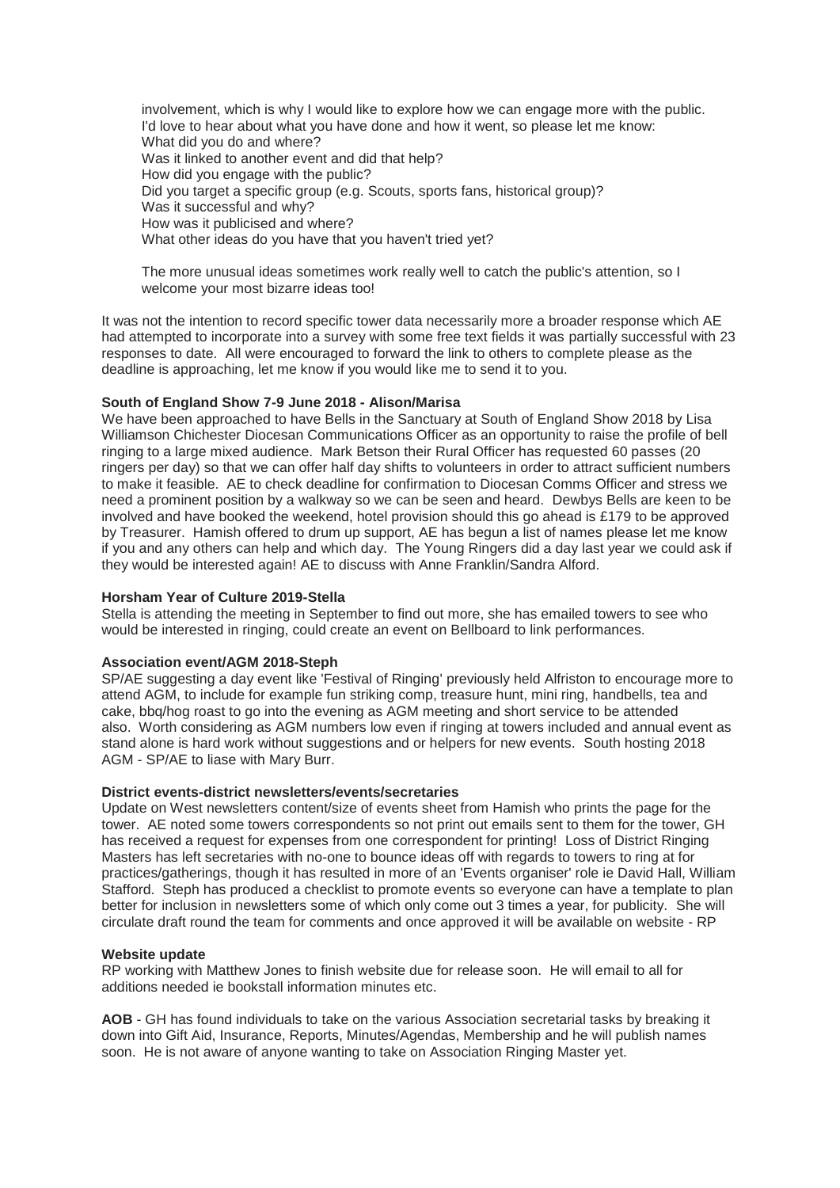involvement, which is why I would like to explore how we can engage more with the public.
I'd love to hear about what you have done and how it went, so please let me know:
What did you do and where?
Was it linked to another event and did that help?
How did you engage with the public?
Did you target a specific group (e.g. Scouts, sports fans, historical group)?
Was it successful and why?
How was it publicised and where?
What other ideas do you have that you haven't tried yet?

The more unusual ideas sometimes work really well to catch the public's attention, so I welcome your most bizarre ideas too!

It was not the intention to record specific tower data necessarily more a broader response which AE had attempted to incorporate into a survey with some free text fields it was partially successful with 23 responses to date. All were encouraged to forward the link to others to complete please as the deadline is approaching, let me know if you would like me to send it to you.

**South of England Show 7-9 June 2018 - Alison/Marisa**
We have been approached to have Bells in the Sanctuary at South of England Show 2018 by Lisa Williamson Chichester Diocesan Communications Officer as an opportunity to raise the profile of bell ringing to a large mixed audience. Mark Betson their Rural Officer has requested 60 passes (20 ringers per day) so that we can offer half day shifts to volunteers in order to attract sufficient numbers to make it feasible. AE to check deadline for confirmation to Diocesan Comms Officer and stress we need a prominent position by a walkway so we can be seen and heard. Dewbys Bells are keen to be involved and have booked the weekend, hotel provision should this go ahead is £179 to be approved by Treasurer. Hamish offered to drum up support, AE has begun a list of names please let me know if you and any others can help and which day. The Young Ringers did a day last year we could ask if they would be interested again! AE to discuss with Anne Franklin/Sandra Alford.

**Horsham Year of Culture 2019-Stella**
Stella is attending the meeting in September to find out more, she has emailed towers to see who would be interested in ringing, could create an event on Bellboard to link performances.

**Association event/AGM 2018-Steph**
SP/AE suggesting a day event like 'Festival of Ringing' previously held Alfriston to encourage more to attend AGM, to include for example fun striking comp, treasure hunt, mini ring, handbells, tea and cake, bbq/hog roast to go into the evening as AGM meeting and short service to be attended also. Worth considering as AGM numbers low even if ringing at towers included and annual event as stand alone is hard work without suggestions and or helpers for new events. South hosting 2018 AGM - SP/AE to liase with Mary Burr.

**District events-district newsletters/events/secretaries**
Update on West newsletters content/size of events sheet from Hamish who prints the page for the tower. AE noted some towers correspondents so not print out emails sent to them for the tower, GH has received a request for expenses from one correspondent for printing! Loss of District Ringing Masters has left secretaries with no-one to bounce ideas off with regards to towers to ring at for practices/gatherings, though it has resulted in more of an 'Events organiser' role ie David Hall, William Stafford. Steph has produced a checklist to promote events so everyone can have a template to plan better for inclusion in newsletters some of which only come out 3 times a year, for publicity. She will circulate draft round the team for comments and once approved it will be available on website - RP

**Website update**
RP working with Matthew Jones to finish website due for release soon. He will email to all for additions needed ie bookstall information minutes etc.

**AOB** - GH has found individuals to take on the various Association secretarial tasks by breaking it down into Gift Aid, Insurance, Reports, Minutes/Agendas, Membership and he will publish names soon. He is not aware of anyone wanting to take on Association Ringing Master yet.